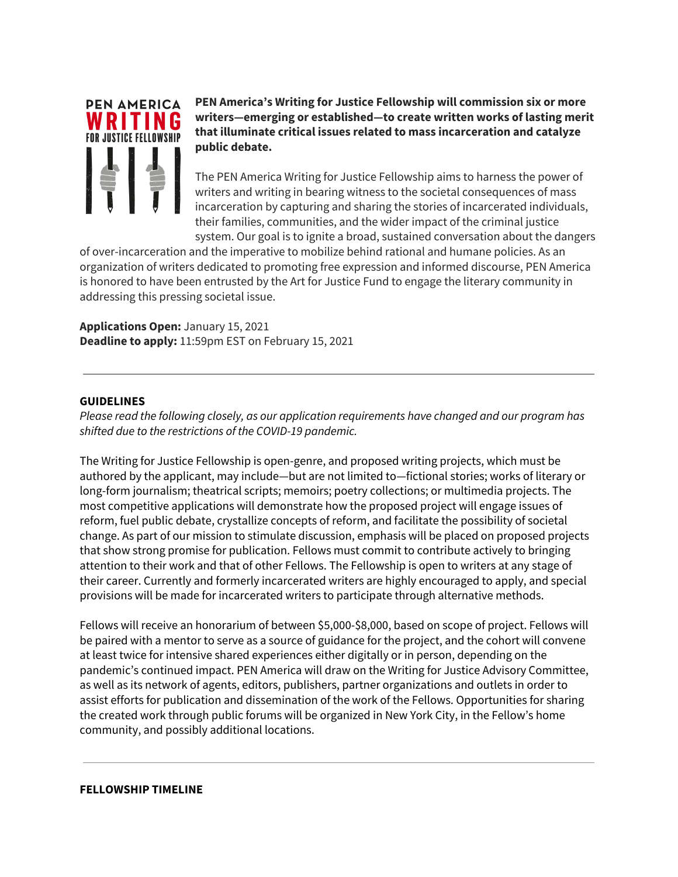PEN AMERICA
WRITING
FOR JUSTICE FELLOWSHIP

**PEN America's Writing for Justice Fellowship will commission six or more writers—emerging or established—to create written works of lasting merit that illuminate critical issues related to mass incarceration and catalyze public debate.**

The PEN America Writing for Justice Fellowship aims to harness the power of writers and writing in bearing witness to the societal consequences of mass incarceration by capturing and sharing the stories of incarcerated individuals, their families, communities, and the wider impact of the criminal justice system. Our goal is to ignite a broad, sustained conversation about the dangers of over-incarceration and the imperative to mobilize behind rational and humane policies. As an organization of writers dedicated to promoting free expression and informed discourse, PEN America is honored to have been entrusted by the Art for Justice Fund to engage the literary community in addressing this pressing societal issue.

**Applications Open:** January 15, 2021
**Deadline to apply:** 11:59pm EST on February 15, 2021

---

## GUIDELINES

*Please read the following closely, as our application requirements have changed and our program has shifted due to the restrictions of the COVID-19 pandemic.*

The Writing for Justice Fellowship is open-genre, and proposed writing projects, which must be authored by the applicant, may include—but are not limited to—fictional stories; works of literary or long-form journalism; theatrical scripts; memoirs; poetry collections; or multimedia projects. The most competitive applications will demonstrate how the proposed project will engage issues of reform, fuel public debate, crystallize concepts of reform, and facilitate the possibility of societal change. As part of our mission to stimulate discussion, emphasis will be placed on proposed projects that show strong promise for publication. Fellows must commit to contribute actively to bringing attention to their work and that of other Fellows. The Fellowship is open to writers at any stage of their career. Currently and formerly incarcerated writers are highly encouraged to apply, and special provisions will be made for incarcerated writers to participate through alternative methods.

Fellows will receive an honorarium of between $5,000-$8,000, based on scope of project. Fellows will be paired with a mentor to serve as a source of guidance for the project, and the cohort will convene at least twice for intensive shared experiences either digitally or in person, depending on the pandemic's continued impact. PEN America will draw on the Writing for Justice Advisory Committee, as well as its network of agents, editors, publishers, partner organizations and outlets in order to assist efforts for publication and dissemination of the work of the Fellows. Opportunities for sharing the created work through public forums will be organized in New York City, in the Fellow's home community, and possibly additional locations.

---

## FELLOWSHIP TIMELINE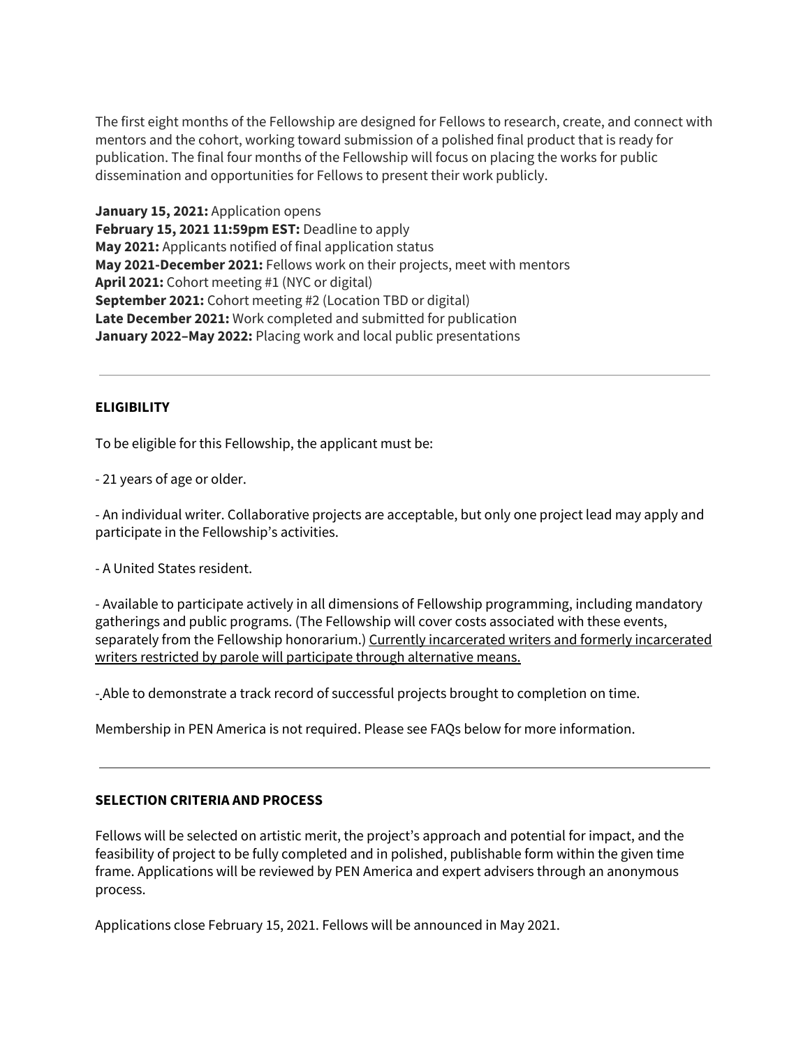The first eight months of the Fellowship are designed for Fellows to research, create, and connect with mentors and the cohort, working toward submission of a polished final product that is ready for publication. The final four months of the Fellowship will focus on placing the works for public dissemination and opportunities for Fellows to present their work publicly.

**January 15, 2021:** Application opens
**February 15, 2021 11:59pm EST:** Deadline to apply
**May 2021:** Applicants notified of final application status
**May 2021-December 2021:** Fellows work on their projects, meet with mentors
**April 2021:** Cohort meeting #1 (NYC or digital)
**September 2021:** Cohort meeting #2 (Location TBD or digital)
**Late December 2021:** Work completed and submitted for publication
**January 2022–May 2022:** Placing work and local public presentations

---

**ELIGIBILITY**

To be eligible for this Fellowship, the applicant must be:

- 21 years of age or older.

- An individual writer. Collaborative projects are acceptable, but only one project lead may apply and participate in the Fellowship's activities.

- A United States resident.

- Available to participate actively in all dimensions of Fellowship programming, including mandatory gatherings and public programs. (The Fellowship will cover costs associated with these events, separately from the Fellowship honorarium.) Currently incarcerated writers and formerly incarcerated writers restricted by parole will participate through alternative means.

- Able to demonstrate a track record of successful projects brought to completion on time.

Membership in PEN America is not required. Please see FAQs below for more information.

---

**SELECTION CRITERIA AND PROCESS**

Fellows will be selected on artistic merit, the project's approach and potential for impact, and the feasibility of project to be fully completed and in polished, publishable form within the given time frame. Applications will be reviewed by PEN America and expert advisers through an anonymous process.

Applications close February 15, 2021. Fellows will be announced in May 2021.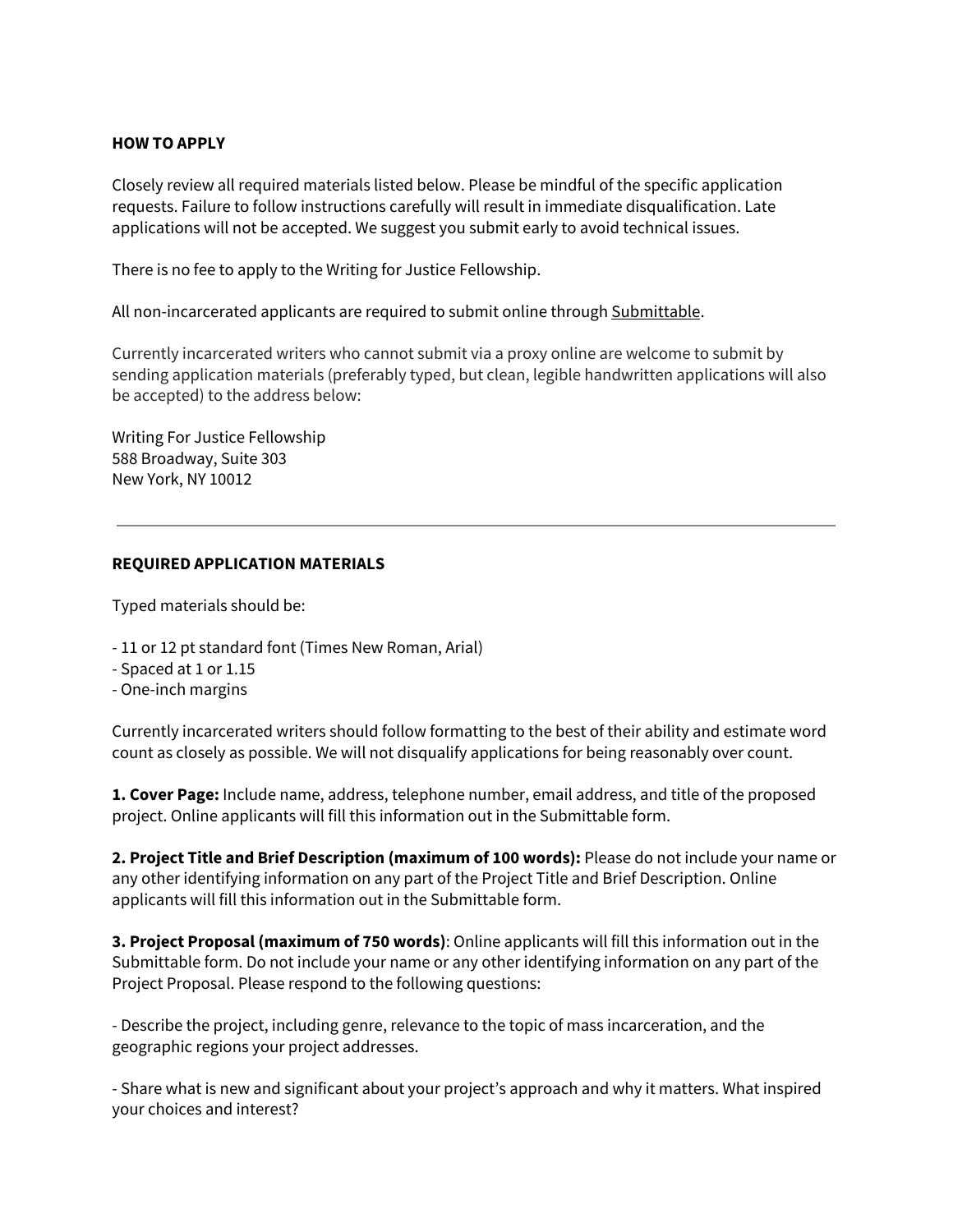**HOW TO APPLY**

Closely review all required materials listed below. Please be mindful of the specific application requests. Failure to follow instructions carefully will result in immediate disqualification. Late applications will not be accepted. We suggest you submit early to avoid technical issues.

There is no fee to apply to the Writing for Justice Fellowship.

All non-incarcerated applicants are required to submit online through Submittable.

Currently incarcerated writers who cannot submit via a proxy online are welcome to submit by sending application materials (preferably typed, but clean, legible handwritten applications will also be accepted) to the address below:

Writing For Justice Fellowship
588 Broadway, Suite 303
New York, NY 10012

---

**REQUIRED APPLICATION MATERIALS**

Typed materials should be:

- 11 or 12 pt standard font (Times New Roman, Arial)
- Spaced at 1 or 1.15
- One-inch margins

Currently incarcerated writers should follow formatting to the best of their ability and estimate word count as closely as possible. We will not disqualify applications for being reasonably over count.

**1. Cover Page:** Include name, address, telephone number, email address, and title of the proposed project. Online applicants will fill this information out in the Submittable form.

**2. Project Title and Brief Description (maximum of 100 words):** Please do not include your name or any other identifying information on any part of the Project Title and Brief Description. Online applicants will fill this information out in the Submittable form.

**3. Project Proposal (maximum of 750 words)**: Online applicants will fill this information out in the Submittable form. Do not include your name or any other identifying information on any part of the Project Proposal. Please respond to the following questions:

- Describe the project, including genre, relevance to the topic of mass incarceration, and the geographic regions your project addresses.

- Share what is new and significant about your project's approach and why it matters. What inspired your choices and interest?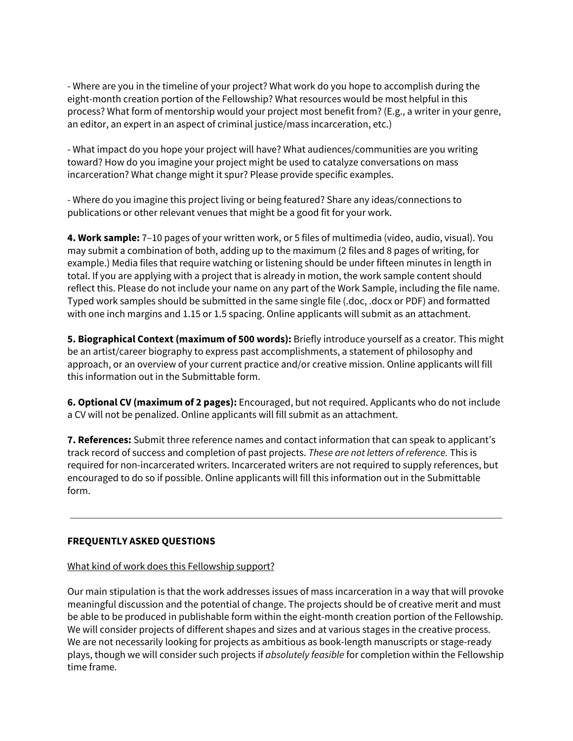- Where are you in the timeline of your project? What work do you hope to accomplish during the eight-month creation portion of the Fellowship? What resources would be most helpful in this process? What form of mentorship would your project most benefit from? (E.g., a writer in your genre, an editor, an expert in an aspect of criminal justice/mass incarceration, etc.)

- What impact do you hope your project will have? What audiences/communities are you writing toward? How do you imagine your project might be used to catalyze conversations on mass incarceration? What change might it spur? Please provide specific examples.

- Where do you imagine this project living or being featured? Share any ideas/connections to publications or other relevant venues that might be a good fit for your work.

**4. Work sample:** 7–10 pages of your written work, or 5 files of multimedia (video, audio, visual). You may submit a combination of both, adding up to the maximum (2 files and 8 pages of writing, for example.) Media files that require watching or listening should be under fifteen minutes in length in total. If you are applying with a project that is already in motion, the work sample content should reflect this. Please do not include your name on any part of the Work Sample, including the file name. Typed work samples should be submitted in the same single file (.doc, .docx or PDF) and formatted with one inch margins and 1.15 or 1.5 spacing. Online applicants will submit as an attachment.

**5. Biographical Context (maximum of 500 words):** Briefly introduce yourself as a creator. This might be an artist/career biography to express past accomplishments, a statement of philosophy and approach, or an overview of your current practice and/or creative mission. Online applicants will fill this information out in the Submittable form.

**6. Optional CV (maximum of 2 pages):** Encouraged, but not required. Applicants who do not include a CV will not be penalized. Online applicants will fill submit as an attachment.

**7. References:** Submit three reference names and contact information that can speak to applicant's track record of success and completion of past projects. *These are not letters of reference.* This is required for non-incarcerated writers. Incarcerated writers are not required to supply references, but encouraged to do so if possible. Online applicants will fill this information out in the Submittable form.

---

**FREQUENTLY ASKED QUESTIONS**

What kind of work does this Fellowship support?

Our main stipulation is that the work addresses issues of mass incarceration in a way that will provoke meaningful discussion and the potential of change. The projects should be of creative merit and must be able to be produced in publishable form within the eight-month creation portion of the Fellowship. We will consider projects of different shapes and sizes and at various stages in the creative process. We are not necessarily looking for projects as ambitious as book-length manuscripts or stage-ready plays, though we will consider such projects if *absolutely feasible* for completion within the Fellowship time frame.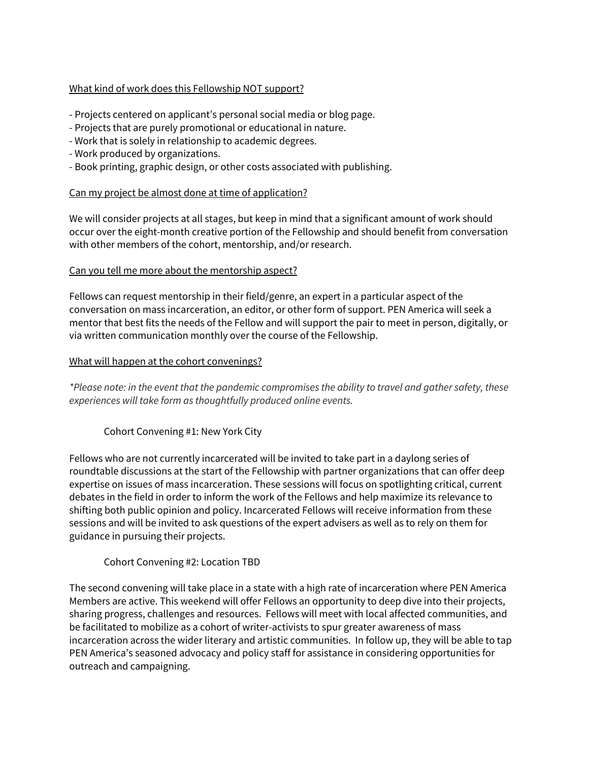What kind of work does this Fellowship NOT support?

- Projects centered on applicant's personal social media or blog page.
- Projects that are purely promotional or educational in nature.
- Work that is solely in relationship to academic degrees.
- Work produced by organizations.
- Book printing, graphic design, or other costs associated with publishing.

Can my project be almost done at time of application?

We will consider projects at all stages, but keep in mind that a significant amount of work should occur over the eight-month creative portion of the Fellowship and should benefit from conversation with other members of the cohort, mentorship, and/or research.

Can you tell me more about the mentorship aspect?

Fellows can request mentorship in their field/genre, an expert in a particular aspect of the conversation on mass incarceration, an editor, or other form of support. PEN America will seek a mentor that best fits the needs of the Fellow and will support the pair to meet in person, digitally, or via written communication monthly over the course of the Fellowship.

What will happen at the cohort convenings?

*\*Please note: in the event that the pandemic compromises the ability to travel and gather safety, these experiences will take form as thoughtfully produced online events.*

Cohort Convening #1: New York City

Fellows who are not currently incarcerated will be invited to take part in a daylong series of roundtable discussions at the start of the Fellowship with partner organizations that can offer deep expertise on issues of mass incarceration. These sessions will focus on spotlighting critical, current debates in the field in order to inform the work of the Fellows and help maximize its relevance to shifting both public opinion and policy. Incarcerated Fellows will receive information from these sessions and will be invited to ask questions of the expert advisers as well as to rely on them for guidance in pursuing their projects.

Cohort Convening #2: Location TBD

The second convening will take place in a state with a high rate of incarceration where PEN America Members are active. This weekend will offer Fellows an opportunity to deep dive into their projects, sharing progress, challenges and resources. Fellows will meet with local affected communities, and be facilitated to mobilize as a cohort of writer-activists to spur greater awareness of mass incarceration across the wider literary and artistic communities. In follow up, they will be able to tap PEN America's seasoned advocacy and policy staff for assistance in considering opportunities for outreach and campaigning.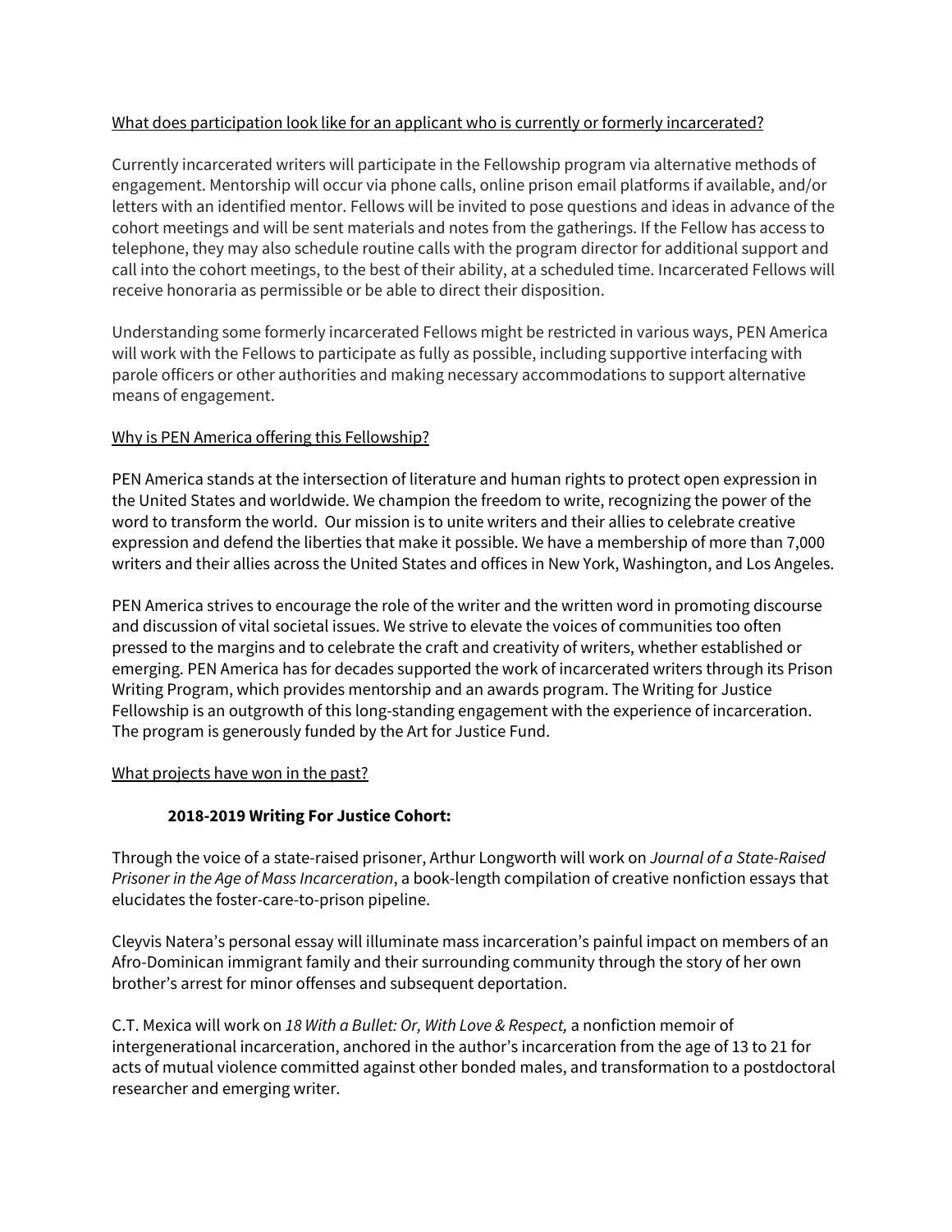<u>What does participation look like for an applicant who is currently or formerly incarcerated?</u>

Currently incarcerated writers will participate in the Fellowship program via alternative methods of engagement. Mentorship will occur via phone calls, online prison email platforms if available, and/or letters with an identified mentor. Fellows will be invited to pose questions and ideas in advance of the cohort meetings and will be sent materials and notes from the gatherings. If the Fellow has access to telephone, they may also schedule routine calls with the program director for additional support and call into the cohort meetings, to the best of their ability, at a scheduled time. Incarcerated Fellows will receive honoraria as permissible or be able to direct their disposition.

Understanding some formerly incarcerated Fellows might be restricted in various ways, PEN America will work with the Fellows to participate as fully as possible, including supportive interfacing with parole officers or other authorities and making necessary accommodations to support alternative means of engagement.

<u>Why is PEN America offering this Fellowship?</u>

PEN America stands at the intersection of literature and human rights to protect open expression in the United States and worldwide. We champion the freedom to write, recognizing the power of the word to transform the world. Our mission is to unite writers and their allies to celebrate creative expression and defend the liberties that make it possible. We have a membership of more than 7,000 writers and their allies across the United States and offices in New York, Washington, and Los Angeles.

PEN America strives to encourage the role of the writer and the written word in promoting discourse and discussion of vital societal issues. We strive to elevate the voices of communities too often pressed to the margins and to celebrate the craft and creativity of writers, whether established or emerging. PEN America has for decades supported the work of incarcerated writers through its Prison Writing Program, which provides mentorship and an awards program. The Writing for Justice Fellowship is an outgrowth of this long-standing engagement with the experience of incarceration. The program is generously funded by the Art for Justice Fund.

<u>What projects have won in the past?</u>

**2018-2019 Writing For Justice Cohort:**

Through the voice of a state-raised prisoner, Arthur Longworth will work on *Journal of a State-Raised Prisoner in the Age of Mass Incarceration*, a book-length compilation of creative nonfiction essays that elucidates the foster-care-to-prison pipeline.

Cleyvis Natera's personal essay will illuminate mass incarceration's painful impact on members of an Afro-Dominican immigrant family and their surrounding community through the story of her own brother's arrest for minor offenses and subsequent deportation.

C.T. Mexica will work on *18 With a Bullet: Or, With Love & Respect,* a nonfiction memoir of intergenerational incarceration, anchored in the author's incarceration from the age of 13 to 21 for acts of mutual violence committed against other bonded males, and transformation to a postdoctoral researcher and emerging writer.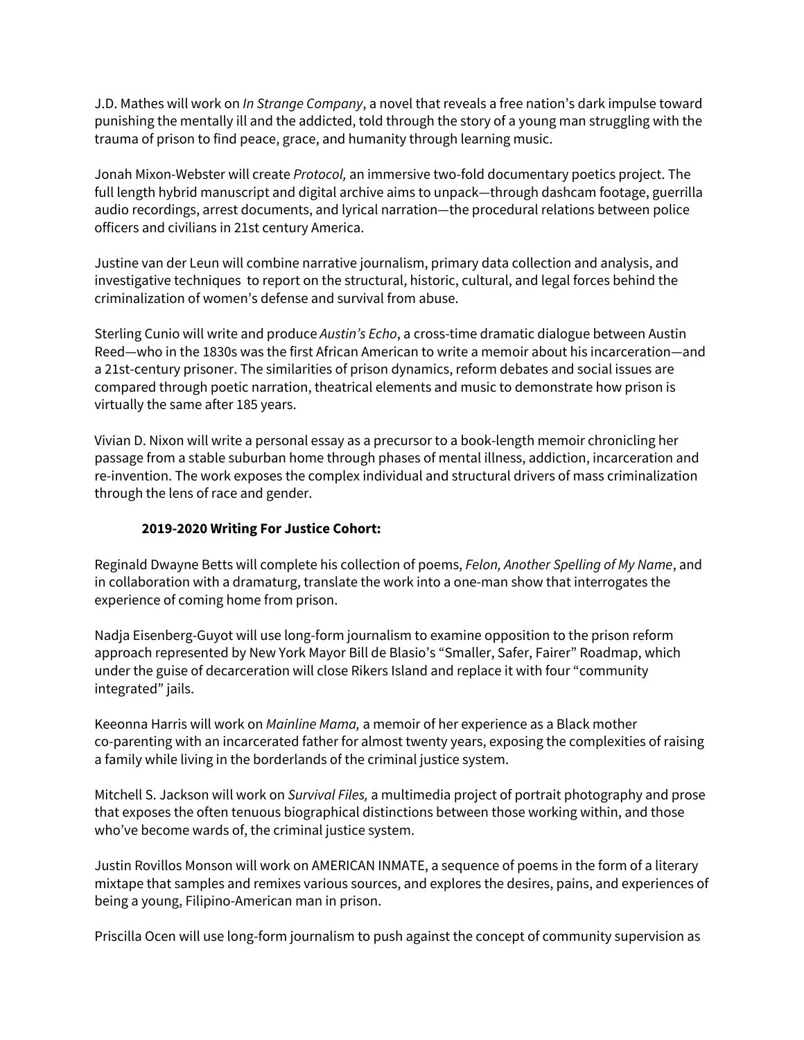J.D. Mathes will work on *In Strange Company*, a novel that reveals a free nation's dark impulse toward punishing the mentally ill and the addicted, told through the story of a young man struggling with the trauma of prison to find peace, grace, and humanity through learning music.

Jonah Mixon-Webster will create *Protocol,* an immersive two-fold documentary poetics project. The full length hybrid manuscript and digital archive aims to unpack—through dashcam footage, guerrilla audio recordings, arrest documents, and lyrical narration—the procedural relations between police officers and civilians in 21st century America.

Justine van der Leun will combine narrative journalism, primary data collection and analysis, and investigative techniques to report on the structural, historic, cultural, and legal forces behind the criminalization of women's defense and survival from abuse.

Sterling Cunio will write and produce *Austin's Echo*, a cross-time dramatic dialogue between Austin Reed—who in the 1830s was the first African American to write a memoir about his incarceration—and a 21st-century prisoner. The similarities of prison dynamics, reform debates and social issues are compared through poetic narration, theatrical elements and music to demonstrate how prison is virtually the same after 185 years.

Vivian D. Nixon will write a personal essay as a precursor to a book-length memoir chronicling her passage from a stable suburban home through phases of mental illness, addiction, incarceration and re-invention. The work exposes the complex individual and structural drivers of mass criminalization through the lens of race and gender.

**2019-2020 Writing For Justice Cohort:**

Reginald Dwayne Betts will complete his collection of poems, *Felon, Another Spelling of My Name*, and in collaboration with a dramaturg, translate the work into a one-man show that interrogates the experience of coming home from prison.

Nadja Eisenberg-Guyot will use long-form journalism to examine opposition to the prison reform approach represented by New York Mayor Bill de Blasio's "Smaller, Safer, Fairer" Roadmap, which under the guise of decarceration will close Rikers Island and replace it with four "community integrated" jails.

Keeonna Harris will work on *Mainline Mama,* a memoir of her experience as a Black mother co-parenting with an incarcerated father for almost twenty years, exposing the complexities of raising a family while living in the borderlands of the criminal justice system.

Mitchell S. Jackson will work on *Survival Files,* a multimedia project of portrait photography and prose that exposes the often tenuous biographical distinctions between those working within, and those who've become wards of, the criminal justice system.

Justin Rovillos Monson will work on AMERICAN INMATE, a sequence of poems in the form of a literary mixtape that samples and remixes various sources, and explores the desires, pains, and experiences of being a young, Filipino-American man in prison.

Priscilla Ocen will use long-form journalism to push against the concept of community supervision as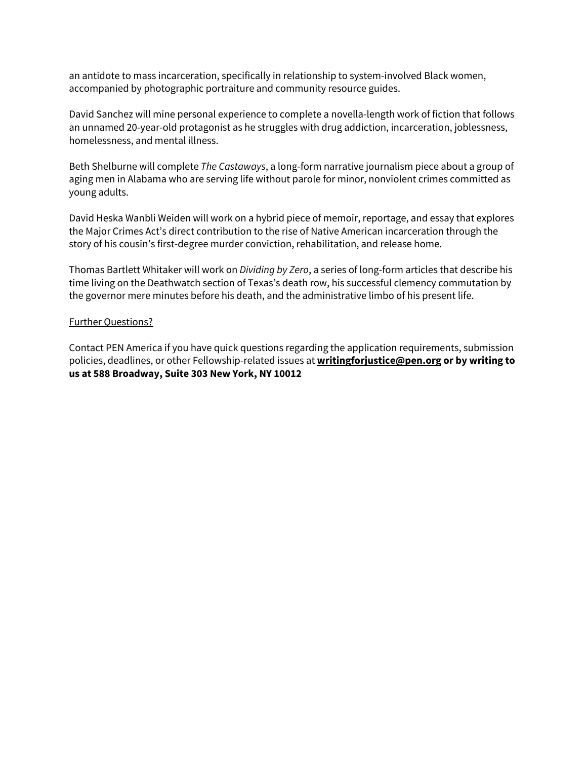an antidote to mass incarceration, specifically in relationship to system-involved Black women, accompanied by photographic portraiture and community resource guides.

David Sanchez will mine personal experience to complete a novella-length work of fiction that follows an unnamed 20-year-old protagonist as he struggles with drug addiction, incarceration, joblessness, homelessness, and mental illness.

Beth Shelburne will complete *The Castaways*, a long-form narrative journalism piece about a group of aging men in Alabama who are serving life without parole for minor, nonviolent crimes committed as young adults.

David Heska Wanbli Weiden will work on a hybrid piece of memoir, reportage, and essay that explores the Major Crimes Act's direct contribution to the rise of Native American incarceration through the story of his cousin's first-degree murder conviction, rehabilitation, and release home.

Thomas Bartlett Whitaker will work on *Dividing by Zero*, a series of long-form articles that describe his time living on the Deathwatch section of Texas's death row, his successful clemency commutation by the governor mere minutes before his death, and the administrative limbo of his present life.

<u>Further Questions?</u>

Contact PEN America if you have quick questions regarding the application requirements, submission policies, deadlines, or other Fellowship-related issues at **<u>writingforjustice@pen.org</u> or by writing to us at 588 Broadway, Suite 303 New York, NY 10012**